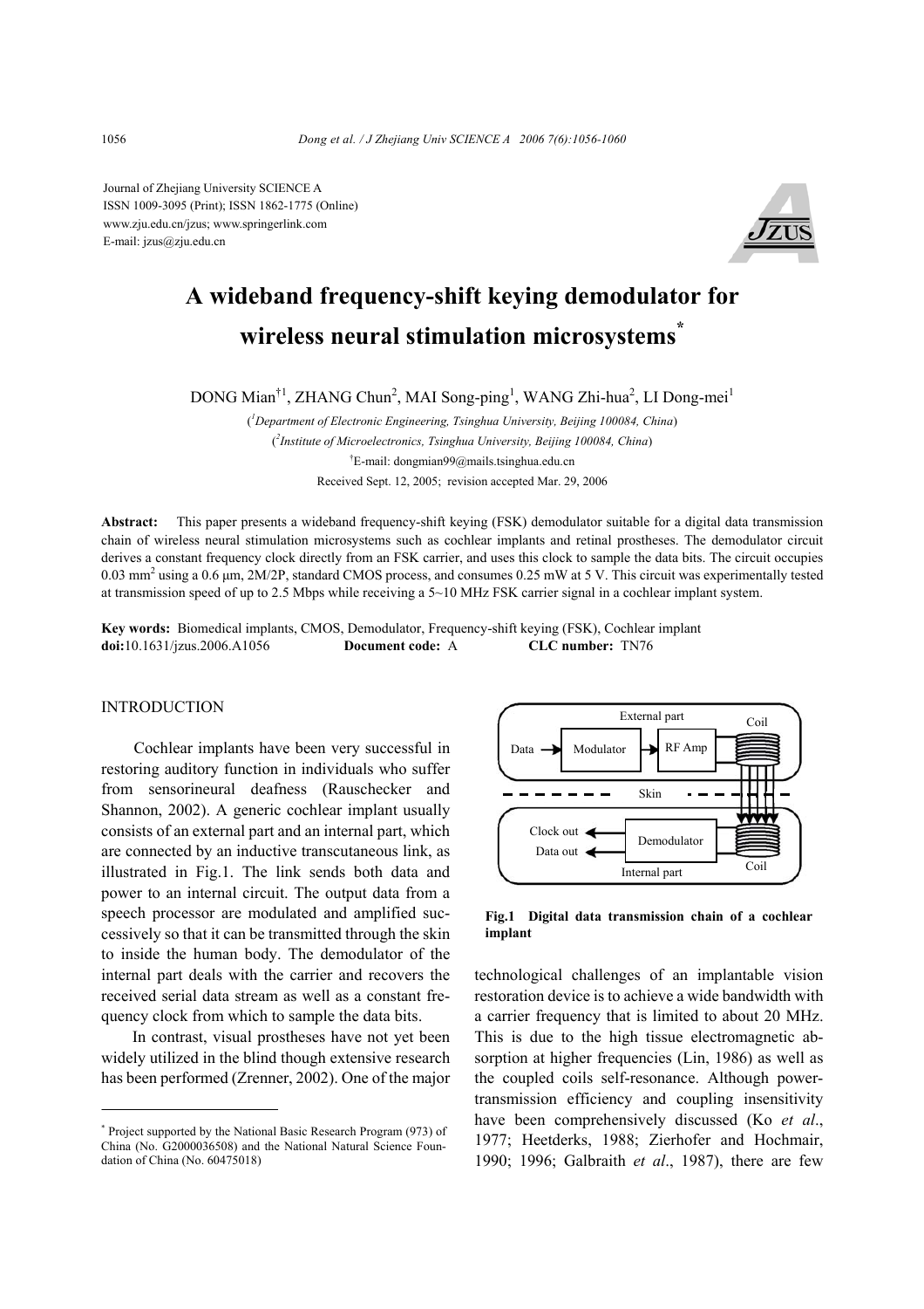Journal of Zhejiang University SCIENCE A
ISSN 1009-3095 (Print); ISSN 1862-1775 (Online)
www.zju.edu.cn/jzus; www.springerlink.com
E-mail: jzus@zju.edu.cn

# A wideband frequency-shift keying demodulator for wireless neural stimulation microsystems*

DONG Mian[†1], ZHANG Chun[2], MAI Song-ping[1], WANG Zhi-hua[2], LI Dong-mei[1]

([1]*Department of Electronic Engineering, Tsinghua University, Beijing 100084, China*)

([2]*Institute of Microelectronics, Tsinghua University, Beijing 100084, China*)

[†]E-mail: dongmian99@mails.tsinghua.edu.cn

Received Sept. 12, 2005; revision accepted Mar. 29, 2006

**Abstract:** This paper presents a wideband frequency-shift keying (FSK) demodulator suitable for a digital data transmission chain of wireless neural stimulation microsystems such as cochlear implants and retinal prostheses. The demodulator circuit derives a constant frequency clock directly from an FSK carrier, and uses this clock to sample the data bits. The circuit occupies 0.03 mm$^2$ using a 0.6 μm, 2M/2P, standard CMOS process, and consumes 0.25 mW at 5 V. This circuit was experimentally tested at transmission speed of up to 2.5 Mbps while receiving a 5~10 MHz FSK carrier signal in a cochlear implant system.

**Key words:** Biomedical implants, CMOS, Demodulator, Frequency-shift keying (FSK), Cochlear implant
**doi:**10.1631/jzus.2006.A1056 **Document code:** A **CLC number:** TN76

## INTRODUCTION

Cochlear implants have been very successful in restoring auditory function in individuals who suffer from sensorineural deafness (Rauschecker and Shannon, 2002). A generic cochlear implant usually consists of an external part and an internal part, which are connected by an inductive transcutaneous link, as illustrated in Fig.1. The link sends both data and power to an internal circuit. The output data from a speech processor are modulated and amplified successively so that it can be transmitted through the skin to inside the human body. The demodulator of the internal part deals with the carrier and recovers the received serial data stream as well as a constant frequency clock from which to sample the data bits.

In contrast, visual prostheses have not yet been widely utilized in the blind though extensive research has been performed (Zrenner, 2002). One of the major technological challenges of an implantable vision restoration device is to achieve a wide bandwidth with a carrier frequency that is limited to about 20 MHz. This is due to the high tissue electromagnetic absorption at higher frequencies (Lin, 1986) as well as the coupled coils self-resonance. Although power-transmission efficiency and coupling insensitivity have been comprehensively discussed (Ko *et al*., 1977; Heetderks, 1988; Zierhofer and Hochmair, 1990; 1996; Galbraith *et al*., 1987), there are few

**Fig.1 Digital data transmission chain of a cochlear implant**

---

* Project supported by the National Basic Research Program (973) of China (No. G2000036508) and the National Natural Science Foundation of China (No. 60475018)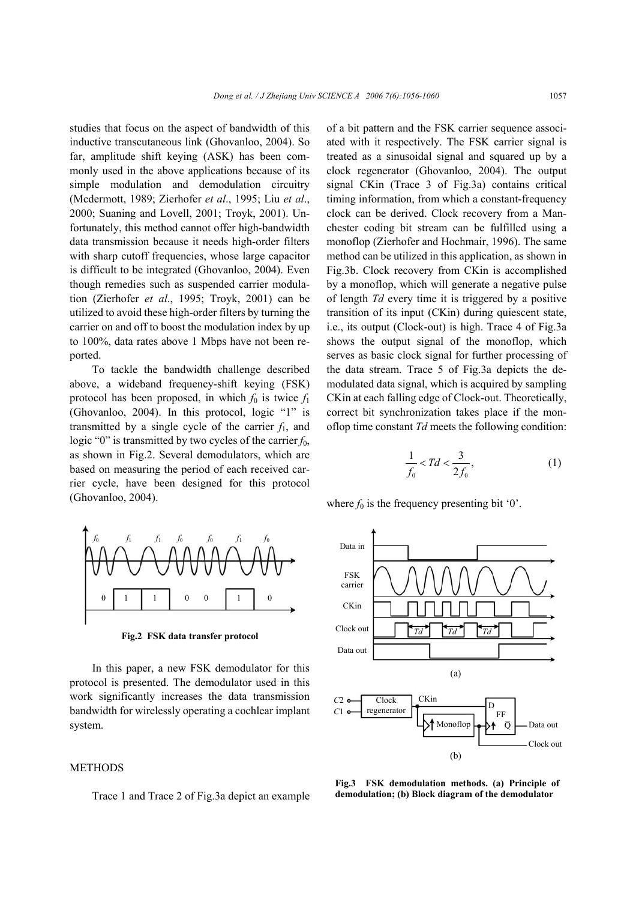studies that focus on the aspect of bandwidth of this inductive transcutaneous link (Ghovanloo, 2004). So far, amplitude shift keying (ASK) has been commonly used in the above applications because of its simple modulation and demodulation circuitry (Mcdermott, 1989; Zierhofer *et al*., 1995; Liu *et al*., 2000; Suaning and Lovell, 2001; Troyk, 2001). Unfortunately, this method cannot offer high-bandwidth data transmission because it needs high-order filters with sharp cutoff frequencies, whose large capacitor is difficult to be integrated (Ghovanloo, 2004). Even though remedies such as suspended carrier modulation (Zierhofer *et al*., 1995; Troyk, 2001) can be utilized to avoid these high-order filters by turning the carrier on and off to boost the modulation index by up to 100%, data rates above 1 Mbps have not been reported.

To tackle the bandwidth challenge described above, a wideband frequency-shift keying (FSK) protocol has been proposed, in which $f_0$ is twice $f_1$ (Ghovanloo, 2004). In this protocol, logic "1" is transmitted by a single cycle of the carrier $f_1$, and logic "0" is transmitted by two cycles of the carrier $f_0$, as shown in Fig.2. Several demodulators, which are based on measuring the period of each received carrier cycle, have been designed for this protocol (Ghovanloo, 2004).

**Fig.2 FSK data transfer protocol**

In this paper, a new FSK demodulator for this protocol is presented. The demodulator used in this work significantly increases the data transmission bandwidth for wirelessly operating a cochlear implant system.

## METHODS

Trace 1 and Trace 2 of Fig.3a depict an example of a bit pattern and the FSK carrier sequence associated with it respectively. The FSK carrier signal is treated as a sinusoidal signal and squared up by a clock regenerator (Ghovanloo, 2004). The output signal CKin (Trace 3 of Fig.3a) contains critical timing information, from which a constant-frequency clock can be derived. Clock recovery from a Manchester coding bit stream can be fulfilled using a monoflop (Zierhofer and Hochmair, 1996). The same method can be utilized in this application, as shown in Fig.3b. Clock recovery from CKin is accomplished by a monoflop, which will generate a negative pulse of length $Td$ every time it is triggered by a positive transition of its input (CKin) during quiescent state, i.e., its output (Clock-out) is high. Trace 4 of Fig.3a shows the output signal of the monoflop, which serves as basic clock signal for further processing of the data stream. Trace 5 of Fig.3a depicts the demodulated data signal, which is acquired by sampling CKin at each falling edge of Clock-out. Theoretically, correct bit synchronization takes place if the monoflop time constant $Td$ meets the following condition:

$$\frac{1}{f_0} < Td < \frac{3}{2f_0}, \tag{1}$$

where $f_0$ is the frequency presenting bit '0'.

**Fig.3 FSK demodulation methods. (a) Principle of demodulation; (b) Block diagram of the demodulator**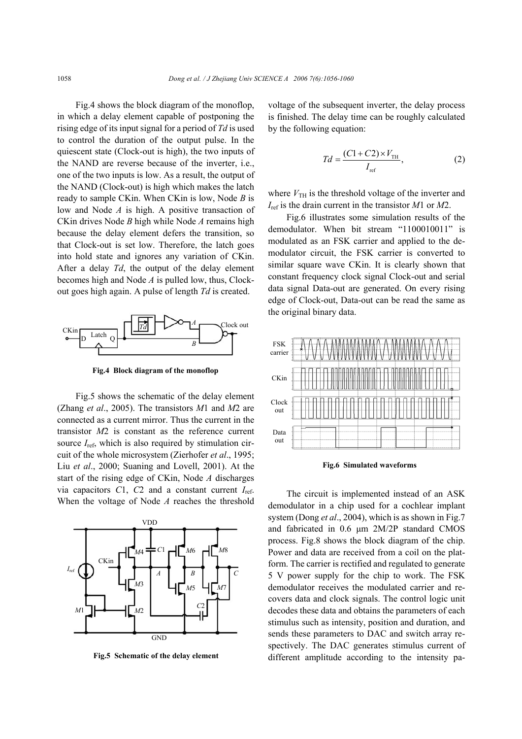Fig.4 shows the block diagram of the monoflop, in which a delay element capable of postponing the rising edge of its input signal for a period of *Td* is used to control the duration of the output pulse. In the quiescent state (Clock-out is high), the two inputs of the NAND are reverse because of the inverter, i.e., one of the two inputs is low. As a result, the output of the NAND (Clock-out) is high which makes the latch ready to sample CKin. When CKin is low, Node *B* is low and Node *A* is high. A positive transaction of CKin drives Node *B* high while Node *A* remains high because the delay element defers the transition, so that Clock-out is set low. Therefore, the latch goes into hold state and ignores any variation of CKin. After a delay *Td*, the output of the delay element becomes high and Node *A* is pulled low, thus, Clock-out goes high again. A pulse of length *Td* is created.

**Fig.4 Block diagram of the monoflop**

Fig.5 shows the schematic of the delay element (Zhang *et al*., 2005). The transistors *M*1 and *M*2 are connected as a current mirror. Thus the current in the transistor *M*2 is constant as the reference current source $I_{\text{ref}}$, which is also required by stimulation circuit of the whole microsystem (Zierhofer *et al*., 1995; Liu *et al*., 2000; Suaning and Lovell, 2001). At the start of the rising edge of CKin, Node *A* discharges via capacitors *C*1, *C*2 and a constant current $I_{\text{ref}}$. When the voltage of Node *A* reaches the threshold

**Fig.5 Schematic of the delay element**

voltage of the subsequent inverter, the delay process is finished. The delay time can be roughly calculated by the following equation:

$$Td = \frac{(C1 + C2) \times V_{\text{TH}}}{I_{\text{ref}}}, \tag{2}$$

where $V_{\text{TH}}$ is the threshold voltage of the inverter and $I_{\text{ref}}$ is the drain current in the transistor *M*1 or *M*2.

Fig.6 illustrates some simulation results of the demodulator. When bit stream "1100010011" is modulated as an FSK carrier and applied to the demodulator circuit, the FSK carrier is converted to similar square wave CKin. It is clearly shown that constant frequency clock signal Clock-out and serial data signal Data-out are generated. On every rising edge of Clock-out, Data-out can be read the same as the original binary data.

**Fig.6 Simulated waveforms**

The circuit is implemented instead of an ASK demodulator in a chip used for a cochlear implant system (Dong *et al*., 2004), which is as shown in Fig.7 and fabricated in 0.6 μm 2M/2P standard CMOS process. Fig.8 shows the block diagram of the chip. Power and data are received from a coil on the platform. The carrier is rectified and regulated to generate 5 V power supply for the chip to work. The FSK demodulator receives the modulated carrier and recovers data and clock signals. The control logic unit decodes these data and obtains the parameters of each stimulus such as intensity, position and duration, and sends these parameters to DAC and switch array respectively. The DAC generates stimulus current of different amplitude according to the intensity pa-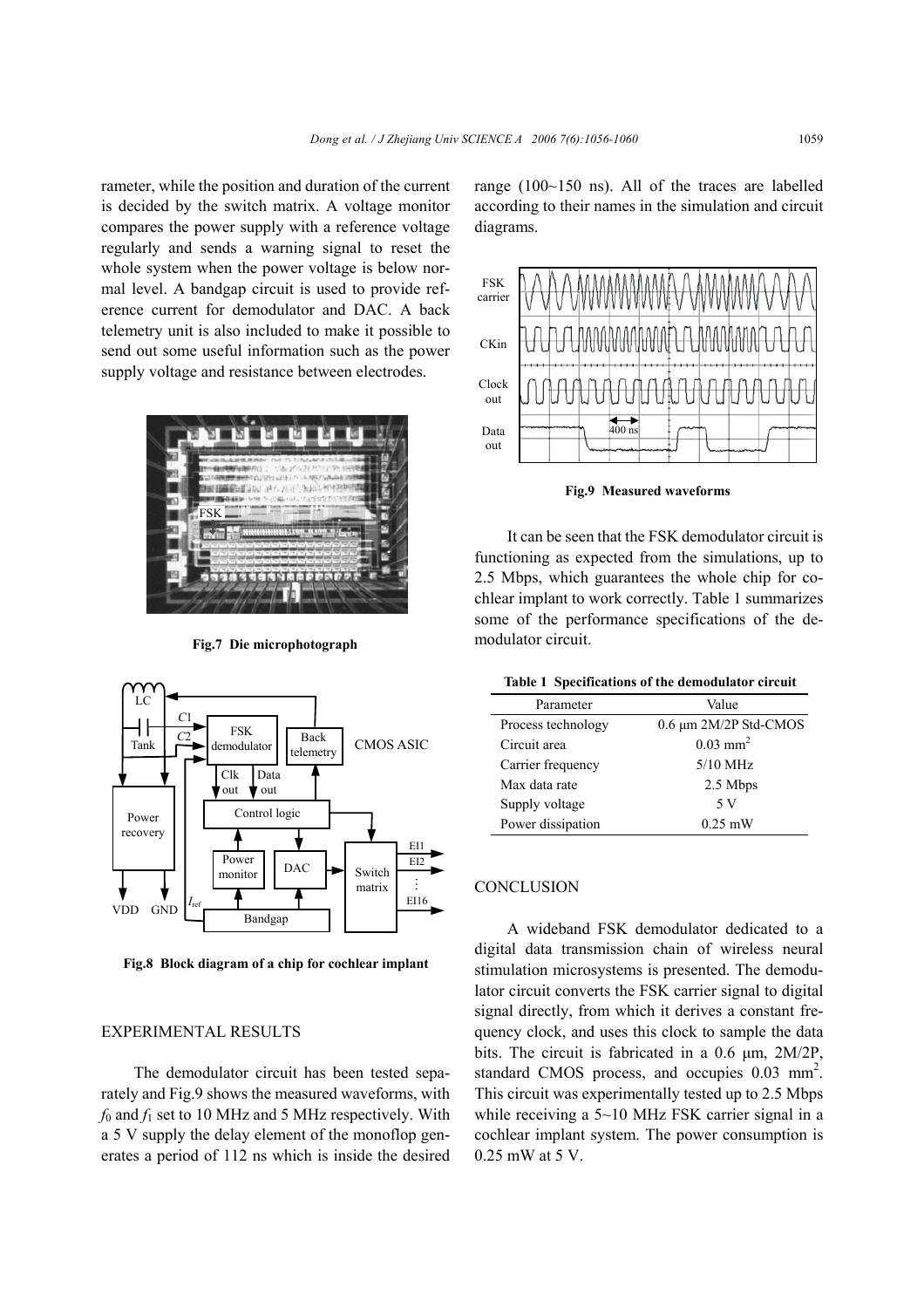rameter, while the position and duration of the current is decided by the switch matrix. A voltage monitor compares the power supply with a reference voltage regularly and sends a warning signal to reset the whole system when the power voltage is below normal level. A bandgap circuit is used to provide reference current for demodulator and DAC. A back telemetry unit is also included to make it possible to send out some useful information such as the power supply voltage and resistance between electrodes.

**Fig.7 Die microphotograph**

**Fig.8 Block diagram of a chip for cochlear implant**

## EXPERIMENTAL RESULTS

The demodulator circuit has been tested separately and Fig.9 shows the measured waveforms, with $f_0$ and $f_1$ set to 10 MHz and 5 MHz respectively. With a 5 V supply the delay element of the monoflop generates a period of 112 ns which is inside the desired range (100~150 ns). All of the traces are labelled according to their names in the simulation and circuit diagrams.

**Fig.9 Measured waveforms**

It can be seen that the FSK demodulator circuit is functioning as expected from the simulations, up to 2.5 Mbps, which guarantees the whole chip for cochlear implant to work correctly. Table 1 summarizes some of the performance specifications of the demodulator circuit.

**Table 1 Specifications of the demodulator circuit**

| Parameter | Value |
| --- | --- |
| Process technology | 0.6 μm 2M/2P Std-CMOS |
| Circuit area | 0.03 mm$^2$ |
| Carrier frequency | 5/10 MHz |
| Max data rate | 2.5 Mbps |
| Supply voltage | 5 V |
| Power dissipation | 0.25 mW |

## CONCLUSION

A wideband FSK demodulator dedicated to a digital data transmission chain of wireless neural stimulation microsystems is presented. The demodulator circuit converts the FSK carrier signal to digital signal directly, from which it derives a constant frequency clock, and uses this clock to sample the data bits. The circuit is fabricated in a 0.6 μm, 2M/2P, standard CMOS process, and occupies 0.03 mm$^2$. This circuit was experimentally tested up to 2.5 Mbps while receiving a 5~10 MHz FSK carrier signal in a cochlear implant system. The power consumption is 0.25 mW at 5 V.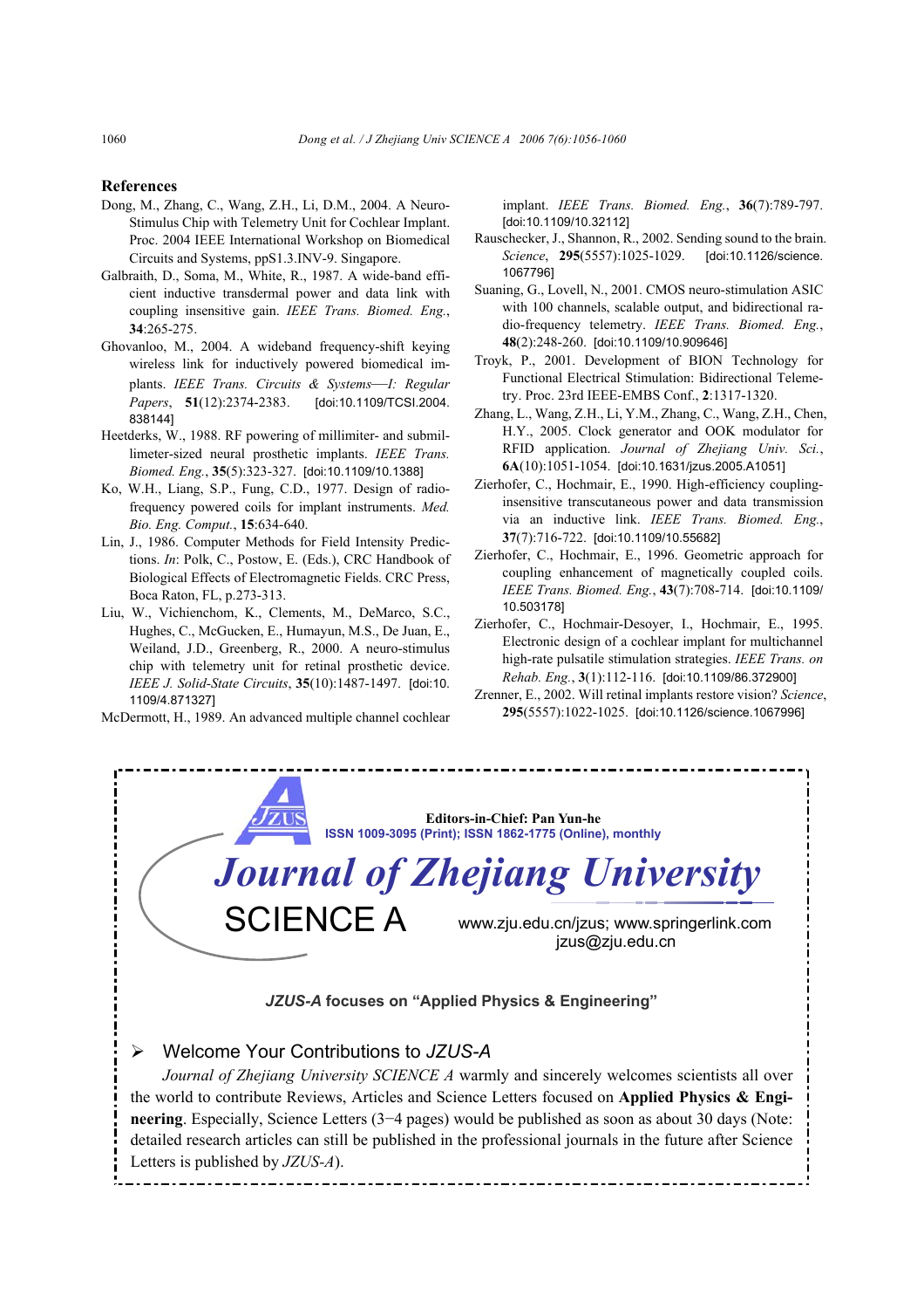## References

Dong, M., Zhang, C., Wang, Z.H., Li, D.M., 2004. A Neuro-Stimulus Chip with Telemetry Unit for Cochlear Implant. Proc. 2004 IEEE International Workshop on Biomedical Circuits and Systems, ppS1.3.INV-9. Singapore.

Galbraith, D., Soma, M., White, R., 1987. A wide-band efficient inductive transdermal power and data link with coupling insensitive gain. *IEEE Trans. Biomed. Eng.*, **34**:265-275.

Ghovanloo, M., 2004. A wideband frequency-shift keying wireless link for inductively powered biomedical implants. *IEEE Trans. Circuits & Systems—I: Regular Papers*, **51**(12):2374-2383. [doi:10.1109/TCSI.2004.838144]

Heetderks, W., 1988. RF powering of millimiter- and submillimeter-sized neural prosthetic implants. *IEEE Trans. Biomed. Eng.*, **35**(5):323-327. [doi:10.1109/10.1388]

Ko, W.H., Liang, S.P., Fung, C.D., 1977. Design of radio-frequency powered coils for implant instruments. *Med. Bio. Eng. Comput.*, **15**:634-640.

Lin, J., 1986. Computer Methods for Field Intensity Predictions. *In*: Polk, C., Postow, E. (Eds.), CRC Handbook of Biological Effects of Electromagnetic Fields. CRC Press, Boca Raton, FL, p.273-313.

Liu, W., Vichienchom, K., Clements, M., DeMarco, S.C., Hughes, C., McGucken, E., Humayun, M.S., De Juan, E., Weiland, J.D., Greenberg, R., 2000. A neuro-stimulus chip with telemetry unit for retinal prosthetic device. *IEEE J. Solid-State Circuits*, **35**(10):1487-1497. [doi:10.1109/4.871327]

McDermott, H., 1989. An advanced multiple channel cochlear implant. *IEEE Trans. Biomed. Eng.*, **36**(7):789-797. [doi:10.1109/10.32112]

Rauschecker, J., Shannon, R., 2002. Sending sound to the brain. *Science*, **295**(5557):1025-1029. [doi:10.1126/science.1067796]

Suaning, G., Lovell, N., 2001. CMOS neuro-stimulation ASIC with 100 channels, scalable output, and bidirectional radio-frequency telemetry. *IEEE Trans. Biomed. Eng.*, **48**(2):248-260. [doi:10.1109/10.909646]

Troyk, P., 2001. Development of BION Technology for Functional Electrical Stimulation: Bidirectional Telemetry. Proc. 23rd IEEE-EMBS Conf., **2**:1317-1320.

Zhang, L., Wang, Z.H., Li, Y.M., Zhang, C., Wang, Z.H., Chen, H.Y., 2005. Clock generator and OOK modulator for RFID application. *Journal of Zhejiang Univ. Sci.*, **6A**(10):1051-1054. [doi:10.1631/jzus.2005.A1051]

Zierhofer, C., Hochmair, E., 1990. High-efficiency coupling-insensitive transcutaneous power and data transmission via an inductive link. *IEEE Trans. Biomed. Eng.*, **37**(7):716-722. [doi:10.1109/10.55682]

Zierhofer, C., Hochmair, E., 1996. Geometric approach for coupling enhancement of magnetically coupled coils. *IEEE Trans. Biomed. Eng.*, **43**(7):708-714. [doi:10.1109/10.503178]

Zierhofer, C., Hochmair-Desoyer, I., Hochmair, E., 1995. Electronic design of a cochlear implant for multichannel high-rate pulsatile stimulation strategies. *IEEE Trans. on Rehab. Eng.*, **3**(1):112-116. [doi:10.1109/86.372900]

Zrenner, E., 2002. Will retinal implants restore vision? *Science*, **295**(5557):1022-1025. [doi:10.1126/science.1067996]

---

**Editors-in-Chief: Pan Yun-he**
ISSN 1009-3095 (Print); ISSN 1862-1775 (Online), monthly

***Journal of Zhejiang University***
SCIENCE A

www.zju.edu.cn/jzus; www.springerlink.com
jzus@zju.edu.cn

***JZUS-A* focuses on "Applied Physics & Engineering"**

- Welcome Your Contributions to *JZUS-A*

*Journal of Zhejiang University SCIENCE A* warmly and sincerely welcomes scientists all over the world to contribute Reviews, Articles and Science Letters focused on **Applied Physics & Engineering**. Especially, Science Letters (3−4 pages) would be published as soon as about 30 days (Note: detailed research articles can still be published in the professional journals in the future after Science Letters is published by *JZUS-A*).